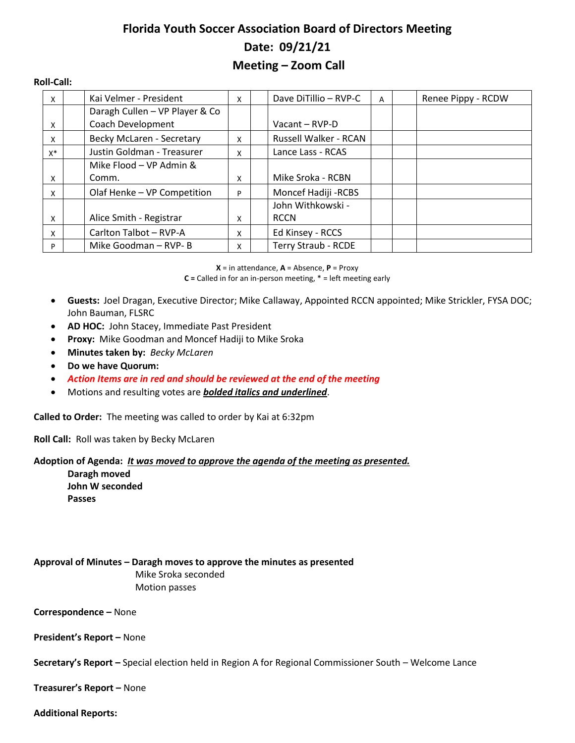# Florida Youth Soccer Association Board of Directors Meeting

## Date: 09/21/21

## Meeting – Zoom Call

**Roll-Call:**

| | | | | | | | | |
|---|---|---|---|---|---|---|---|---|
| X | | Kai Velmer - President | X | | Dave DiTillio – RVP-C | A | | Renee Pippy - RCDW |
| X | | Daragh Cullen – VP Player & Co Coach Development | | | Vacant – RVP-D | | | |
| X | | Becky McLaren - Secretary | X | | Russell Walker - RCAN | | | |
| X* | | Justin Goldman - Treasurer | X | | Lance Lass - RCAS | | | |
| X | | Mike Flood – VP Admin & Comm. | X | | Mike Sroka - RCBN | | | |
| X | | Olaf Henke – VP Competition | P | | Moncef Hadiji -RCBS | | | |
| X | | Alice Smith - Registrar | X | | John Withkowski - RCCN | | | |
| X | | Carlton Talbot – RVP-A | X | | Ed Kinsey - RCCS | | | |
| P | | Mike Goodman – RVP- B | X | | Terry Straub - RCDE | | | |

**X** = in attendance, **A** = Absence, **P** = Proxy
**C** = Called in for an in-person meeting, * = left meeting early

- **Guests:** Joel Dragan, Executive Director; Mike Callaway, Appointed RCCN appointed; Mike Strickler, FYSA DOC; John Bauman, FLSRC
- **AD HOC:** John Stacey, Immediate Past President
- **Proxy:** Mike Goodman and Moncef Hadiji to Mike Sroka
- **Minutes taken by:** *Becky McLaren*
- **Do we have Quorum:**
- ***Action Items are in red and should be reviewed at the end of the meeting***
- Motions and resulting votes are ***bolded italics and underlined***.

**Called to Order:** The meeting was called to order by Kai at 6:32pm

**Roll Call:** Roll was taken by Becky McLaren

**Adoption of Agenda:** ***It was moved to approve the agenda of the meeting as presented.***

**Daragh moved**
**John W seconded**
**Passes**

**Approval of Minutes – Daragh moves to approve the minutes as presented**

Mike Sroka seconded
Motion passes

**Correspondence –** None

**President's Report –** None

**Secretary's Report –** Special election held in Region A for Regional Commissioner South – Welcome Lance

**Treasurer's Report –** None

**Additional Reports:**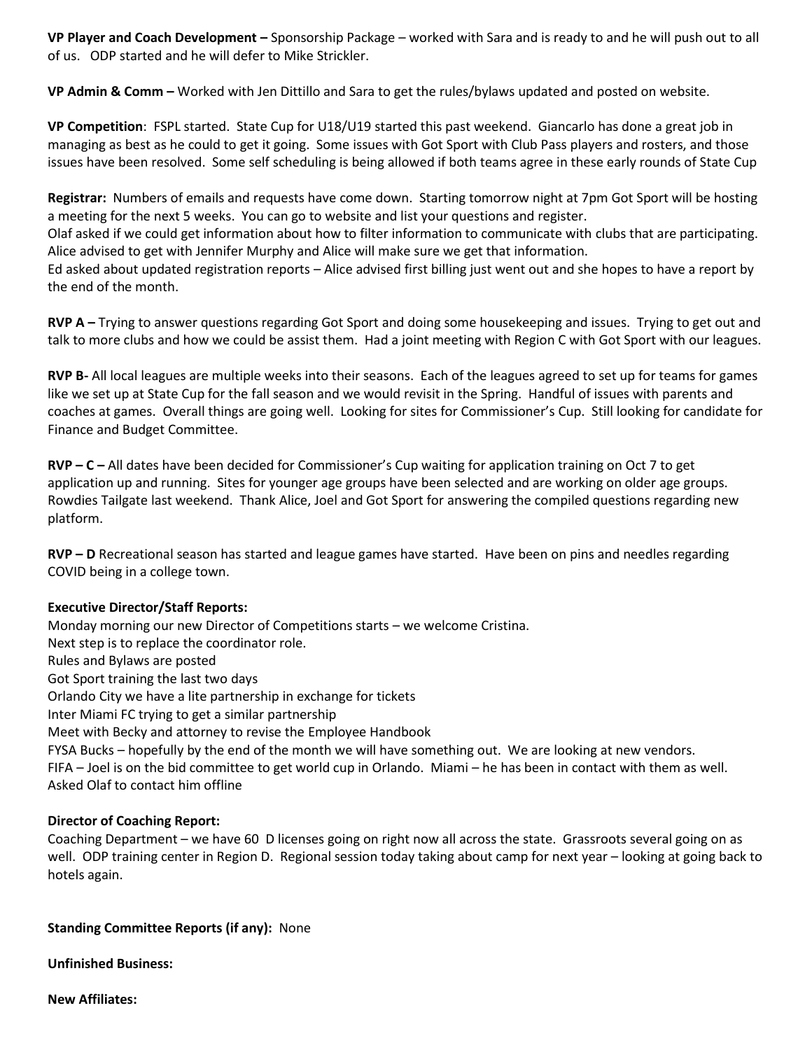**VP Player and Coach Development –** Sponsorship Package – worked with Sara and is ready to and he will push out to all of us. ODP started and he will defer to Mike Strickler.

**VP Admin & Comm –** Worked with Jen Dittillo and Sara to get the rules/bylaws updated and posted on website.

**VP Competition**: FSPL started. State Cup for U18/U19 started this past weekend. Giancarlo has done a great job in managing as best as he could to get it going. Some issues with Got Sport with Club Pass players and rosters, and those issues have been resolved. Some self scheduling is being allowed if both teams agree in these early rounds of State Cup

**Registrar:** Numbers of emails and requests have come down. Starting tomorrow night at 7pm Got Sport will be hosting a meeting for the next 5 weeks. You can go to website and list your questions and register.
Olaf asked if we could get information about how to filter information to communicate with clubs that are participating. Alice advised to get with Jennifer Murphy and Alice will make sure we get that information.
Ed asked about updated registration reports – Alice advised first billing just went out and she hopes to have a report by the end of the month.

**RVP A –** Trying to answer questions regarding Got Sport and doing some housekeeping and issues. Trying to get out and talk to more clubs and how we could be assist them. Had a joint meeting with Region C with Got Sport with our leagues.

**RVP B-** All local leagues are multiple weeks into their seasons. Each of the leagues agreed to set up for teams for games like we set up at State Cup for the fall season and we would revisit in the Spring. Handful of issues with parents and coaches at games. Overall things are going well. Looking for sites for Commissioner's Cup. Still looking for candidate for Finance and Budget Committee.

**RVP – C –** All dates have been decided for Commissioner's Cup waiting for application training on Oct 7 to get application up and running. Sites for younger age groups have been selected and are working on older age groups. Rowdies Tailgate last weekend. Thank Alice, Joel and Got Sport for answering the compiled questions regarding new platform.

**RVP – D** Recreational season has started and league games have started. Have been on pins and needles regarding COVID being in a college town.

**Executive Director/Staff Reports:**
Monday morning our new Director of Competitions starts – we welcome Cristina.
Next step is to replace the coordinator role.
Rules and Bylaws are posted
Got Sport training the last two days
Orlando City we have a lite partnership in exchange for tickets
Inter Miami FC trying to get a similar partnership
Meet with Becky and attorney to revise the Employee Handbook
FYSA Bucks – hopefully by the end of the month we will have something out. We are looking at new vendors.
FIFA – Joel is on the bid committee to get world cup in Orlando. Miami – he has been in contact with them as well. Asked Olaf to contact him offline

**Director of Coaching Report:**
Coaching Department – we have 60 D licenses going on right now all across the state. Grassroots several going on as well. ODP training center in Region D. Regional session today taking about camp for next year – looking at going back to hotels again.

**Standing Committee Reports (if any):** None

**Unfinished Business:**

**New Affiliates:**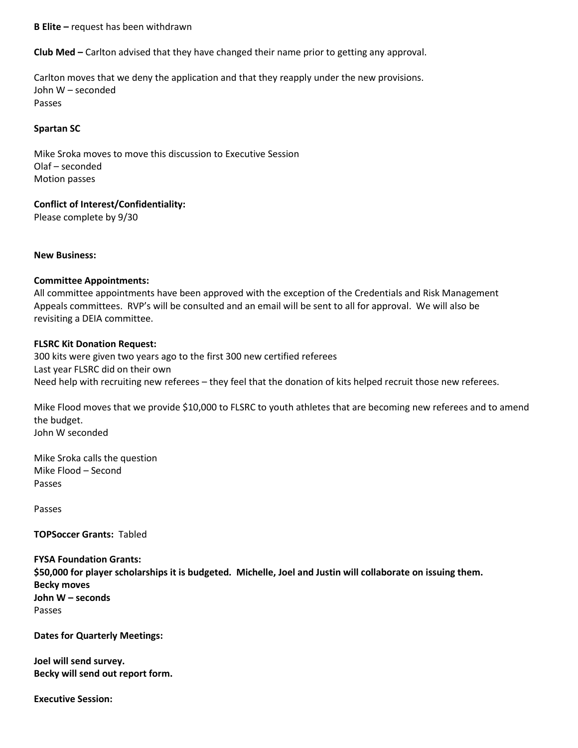**B Elite –** request has been withdrawn

**Club Med –** Carlton advised that they have changed their name prior to getting any approval.

Carlton moves that we deny the application and that they reapply under the new provisions.
John W – seconded
Passes

**Spartan SC**

Mike Sroka moves to move this discussion to Executive Session
Olaf – seconded
Motion passes

**Conflict of Interest/Confidentiality:**
Please complete by 9/30

**New Business:**

**Committee Appointments:**
All committee appointments have been approved with the exception of the Credentials and Risk Management Appeals committees. RVP's will be consulted and an email will be sent to all for approval. We will also be revisiting a DEIA committee.

**FLSRC Kit Donation Request:**
300 kits were given two years ago to the first 300 new certified referees
Last year FLSRC did on their own
Need help with recruiting new referees – they feel that the donation of kits helped recruit those new referees.

Mike Flood moves that we provide $10,000 to FLSRC to youth athletes that are becoming new referees and to amend the budget.
John W seconded

Mike Sroka calls the question
Mike Flood – Second
Passes

Passes

**TOPSoccer Grants:** Tabled

**FYSA Foundation Grants:**
**$50,000 for player scholarships it is budgeted. Michelle, Joel and Justin will collaborate on issuing them.**
**Becky moves**
**John W – seconds**
Passes

**Dates for Quarterly Meetings:**

**Joel will send survey.**
**Becky will send out report form.**

**Executive Session:**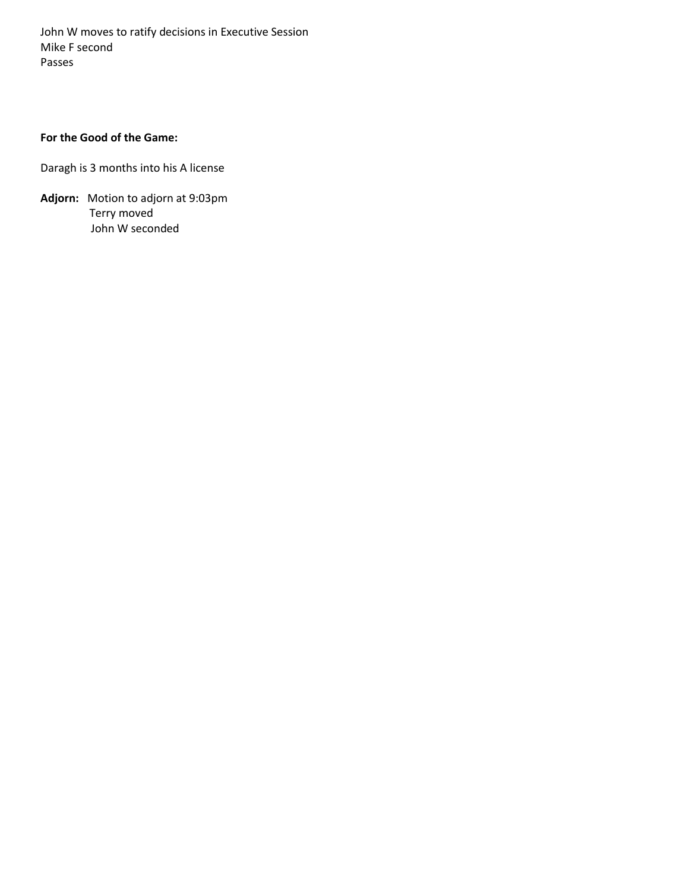John W moves to ratify decisions in Executive Session
Mike F second
Passes

**For the Good of the Game:**

Daragh is 3 months into his A license

**Adjorn:** Motion to adjorn at 9:03pm
Terry moved
John W seconded